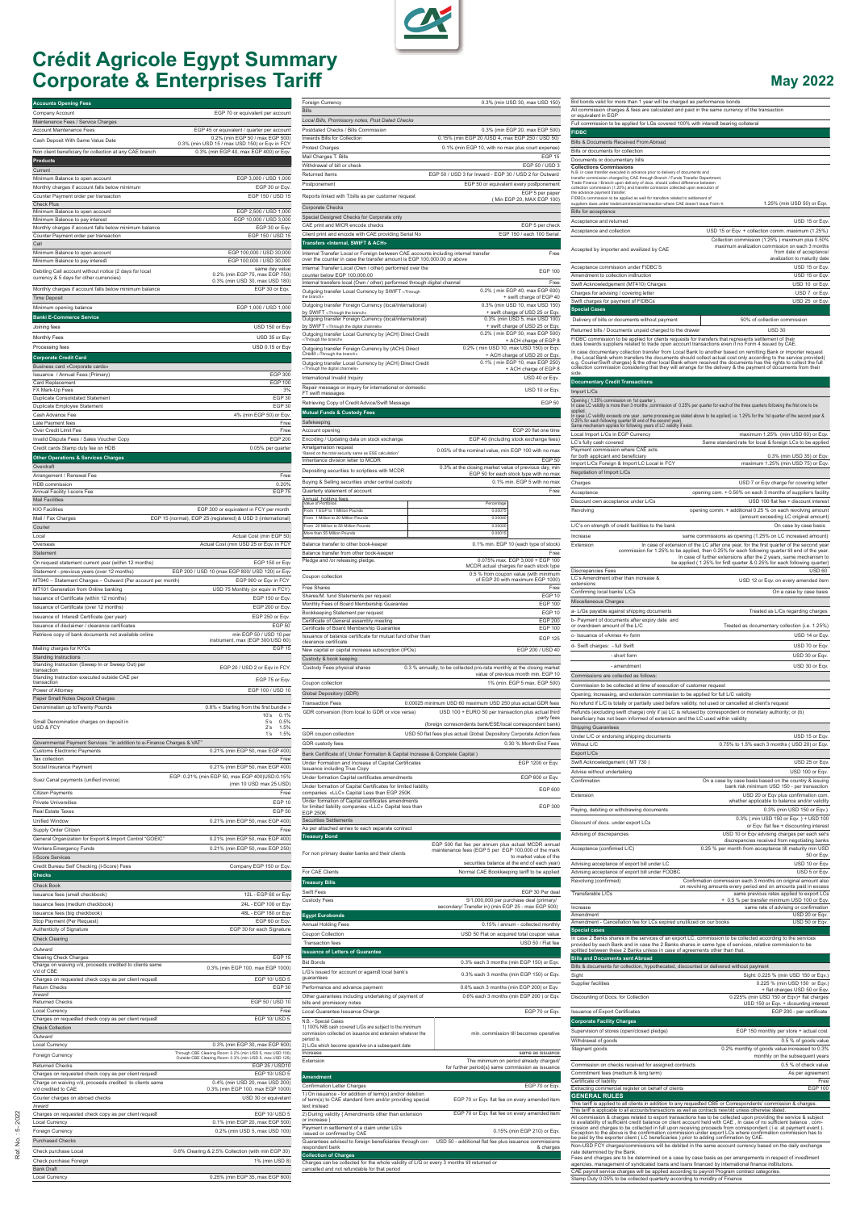# Crédit Agricole Egypt Summary Corporate & Enterprises Tariff

**May 2022**

## Accounts Opening Fees

| Item | Fee |
|---|---|
| Company Account | EGP 70 or equivalent per account |
| **Maintenance Fees / Service Charges** | |
| Account Maintenance Fees | EGP 45 or equivalent / quarter per account |
| Cash Deposit With Same Value Date | 0.2% (min EGP 50 / max EGP 500) 0.3% (min USD 15 / max USD 150) or Eqv in FCY |
| Non client beneficiary for collection at any CAE branch | 0.3% (min EGP 40, max EGP 400) or Eqv. |

## Products

| Item | Fee |
|---|---|
| **Current** | |
| Minimum Balance to open account | EGP 3,000 / USD 1,000 |
| Monthly charges if account falls below minimum | EGP 30 or Eqv. |
| Counter Payment order per transaction | EGP 150 / USD 15 |
| **Check Plus** | |
| Minimum Balance to open account | EGP 2,500 / USD 1,000 |
| Minimum Balance to pay interest | EGP 10,000 / USD 3,000 |
| Monthly charges if account falls below minimum balance | EGP 30 or Eqv. |
| Counter Payment order per transaction | EGP 150 / USD 15 |
| **Call** | |
| Minimum Balance to open account | EGP 100,000 / USD 30,000 |
| Minimum Balance to pay interest | EGP 100,000 / USD 30,000 |
| Debiting Call account without notice (2 days for local currency & 5 days for other currencies) | same day value 0.2% (min EGP 75, max EGP 750) 0.3% (min USD 30, max USD 180) |
| Monthly charges if account falls below minimum balance | EGP 30 or Eqv. |
| **Time Deposit** | |
| Minimum opening balance | EGP 1,000 / USD 1,000 |

## Banki E-Commerce Service

| Item | Fee |
|---|---|
| Joining fees | USD 150 or Eqv |
| Monthly Fees | USD 35 or Eqv |
| Processing fees | USD 0.15 or Eqv |

## Corporate Credit Card

| Item | Fee |
|---|---|
| Business card «Corporate cards» | |
| Issuance / Annual Fees (Primary) | EGP 300 |
| Card Replacement | EGP 100 |
| FX Mark-Up Fees | 3% |
| Duplicate Consolidated Statement | EGP 30 |
| Duplicate Employee Statement | EGP 30 |
| Cash Advance Fee | 4% (min EGP 50) or Eqv. |
| Late Payment fees | Free |
| Over Credit Limit Fee | Free |
| Invalid Dispute Fees / Sales Voucher Copy | EGP 200 |
| Credit cards Stamp duty fee on HDB | 0.05% per quarter |

## Other Operations & Services Charges

| Item | Fee |
|---|---|
| **Overdraft** | |
| Arrangement / Renewal Fee | Free |
| HDB commission | 0.20% |
| Annual Facility I-score Fee | EGP 75 |
| **Mail Facilities** | |
| KIO Facilities | EGP 300 or equivalent in FCY per month |
| Mail / Fax Charges | EGP 15 (normal), EGP 25 (registered) & USD 3 (international) |
| **Courier** | |
| Local | Actual Cost (min EGP 50) |
| Overseas | Actual Cost (min USD 25 or Eqv. in FCY |
| **Statement** | |
| On request statement current year (within 12 months) | EGP 150 or Eqv |
| Statement - previous years (over 12 months) | EGP 200 / USD 10 (max EGP 800/ USD 120) or Eqv |
| MT940 – Statement Charges – Outward (Per account per month) | EGP 900 or Eqv in FCY |
| MT101 Generation from Online banking | USD 75 Monthly (or equiv in FCY) |
| Issuance of Certificate (within 12 months) | EGP 150 or Eqv. |
| Issuance of Certificate (over 12 months) | EGP 200 or Eqv. |
| Issuance of Interest Certificate (per year) | EGP 250 or Eqv. |
| Issuance of disclaimer / clearance certificates | EGP 50 |
| Retrieve copy of bank documents not available online | min EGP 50 / USD 10 per instrument, max (EGP 300/USD 60) |
| Mailing charges for KYCs | EGP 15 |
| **Standing Instructions** | |
| Standing Instruction (Sweep In or Sweep Out) per transaction | EGP 20 / USD 2 or Eqv in FCY. |
| Standing Instruction executed outside CAE per transaction | EGP 75 or Eqv. |
| Power of Attorney | EGP 100 / USD 10 |
| **Paper Small Notes Deposit Charges** | |
| Denomination up toTwenty Pounds | 0.6% + Starting from the first bundle » |
| Small Denomination charges on deposit in USD & FCY | 10's 0.1%; 5's 0.5%; 2's 1.5%; 1's 1.5% |
| **Governmental Payment Services "in addition to e-Finance Charges & VAT"** | |
| Customs Electronic Payments | 0.21% (min EGP 50, max EGP 400) |
| Tax collection | Free |
| Social Insurance Payment | 0.21% (min EGP 50, max EGP 400) |
| Suez Canal payments (unified invoice) | EGP: 0.21% (min EGP 50, max EGP 400)USD:0.15% (min 10 USD max 25 USD) |
| Citizen Payments | Free |
| Private Universities | EGP 10 |
| Real Estate Taxes | EGP 50 |
| Unified Window | 0.21% (min EGP 50, max EGP 400) |
| Supply Order Citizen | Free |
| General Organization for Export & Import Control "GOEIC" | 0.21% (min EGP 50, max EGP 400) |
| Workers Emergency Funds | 0.21% (min EGP 50, max EGP 250) |
| **I-Score Services** | |
| Credit Bureau Self Checking (I-Score) Fees | Company EGP 150 or Eqv. |

## Checks

| Item | Fee |
|---|---|
| **Check Book** | |
| Issuance fees (small checkbook) | 12L - EGP 60 or Eqv |
| Issuance fees (medium checkbook) | 24L - EGP 100 or Eqv |
| Issuance fees (big checkbook) | 48L - EGP 180 or Eqv |
| Stop Payment (Per Request) | EGP 60 or Eqv. |
| Authenticity of Signature | EGP 30 for each Signature |
| **Check Clearing** | |
| *Outward* | |
| Clearing Check Charges | EGP 15 |
| Charge on waiving v/d, proceeds credited to clients same v/d of CBE | 0.3% (min EGP 100, max EGP 1000) |
| Charges on requested check copy as per client request | EGP 10/ USD 5 |
| Return Checks | EGP 30 |
| *Inward* | |
| Returned Checks | EGP 50 / USD 10 |
| Local Currency | Free |
| Charges on requested check copy as per client request | EGP 10/ USD 5 |
| **Check Collection** | |
| *Outward* | |
| Local Currency | 0.3% (min EGP 30, max EGP 600) |
| Foreign Currency | Through CBE Clearing Room: 0.2% (min USD 5, max USD 100) Outside CBE Clearing Room: 0.3% (min USD 5, max USD 125) |
| Returned Checks | EGP 25 / USD10 |
| Charges on requested check copy as per client request | EGP 10/ USD 5 |
| Charge on waiving v/d, proceeds credited to clients same v/d credited to CAE | 0.4% (min USD 20, max USD 200) 0.3% (min EGP 100, max EGP 1000) |
| Courier charges on abroad checks | USD 30 or equivalent |
| *Inward* | |
| Charges on requested check copy as per client request | EGP 10/ USD 5 |
| Local Currency | 0.1% (min EGP 20, max EGP 500) |
| Foreign Currency | 0.2% (min USD 5, max USD 100) |
| **Purchased Checks** | |
| Check purchase Local | 0.6% Clearing & 2.5% Collection (with min EGP 30) |
| Check purchase Foreign | 1% (min USD 8) |
| **Bank Draft** | |
| Local Currency | 0.25% (min EGP 35, max EGP 600) |
| Foreign Currency | 0.3% (min USD 30, max USD 150) |

## Bills

| Item | Fee |
|---|---|
| *Local Bills, Promissory notes, Post Dated Checks* | |
| Postdated Checks / Bills Commission | 0.3% (min EGP 20, max EGP 500) |
| Inwards Bills for Collection | 0.15% (min EGP 20 /USD 4, max EGP 250 / USD 50) |
| Protest Charges | 0.1% (min EGP 10, with no max plus court expense) |
| Mail Charges T. Bills | EGP 15 |
| Withdrawal of bill or check | EGP 50 / USD 3 |
| Returned Items | EGP 50 / USD 3 for Inward - EGP 30 / USD 2 for Outward |
| Postponement | EGP 50 or equivalent every postponement |
| Reports linked with T.bills as per customer request | EGP 5 per paper ( Min EGP 20, MAX EGP 100) |
| **Corporate Checks** | |
| Special Designed Checks for Corporate only | |
| CAE print and MICR encode checks | EGP 5 per check |
| Client print and encode with CAE providing Serial No | EGP 150 / each 100 Serial |

## Transfers «Internal, SWIFT & ACH»

| Item | Fee |
|---|---|
| Internal Transfer Local or Foreign between CAE accounts including internal transfer over the counter in case the transfer amount is EGP 100,000.00 or above | Free |
| Internal Transfer Local (Own / other) performed over the counter below EGP 100,000.00 | EGP 100 |
| Internal transfers local (Own / other) performed through digital channel | Free |
| Outgoing transfer Local Currency by SWIFT «Through the branch» | 0.2% ( min EGP 40, max EGP 600) + swift charge of EGP 40 |
| Outgoing transfer Foreign Currency (local/international) by SWIFT «Through the branch» | 0.3% (min USD 10, max USD 150) + swift charge of USD 25 or Eqv. |
| Outgoing transfer Foreign Currency (local/international) by SWIFT «Through the digital channels» | 0.3% (min USD 5, max USD 100) + swift charge of USD 25 or Eqv. |
| Outgoing transfer Local Currency by (ACH) Direct Credit «Through the branch» | 0.2% ( min EGP 30, max EGP 500) + ACH charge of EGP 8 |
| Outgoing transfer Foreign Currency by (ACH) Direct Credit «Through the branch» | 0.2% ( min USD 10, max USD 150) or Eqv + ACH charge of USD 20 or Eqv. |
| Outgoing transfer Local Currency by (ACH) Direct Credit «Through the digital channels» | 0.1% (min EGP 10, max EGP 250) + ACH charge of EGP 8 |
| International Invalid Inquiry | USD 40 or Eqv. |
| Repair message or inquiry for international or domestic FT swift messages | USD 10 or Eqv. |
| Retrieving Copy of Credit Advice/Swift Message | EGP 50 |

## Mutual Funds & Custody Fees

| Item | Fee |
|---|---|
| **Safekeeping** | |
| Account opening | EGP 20 flat one time |
| Encoding / Updating data on stock exchange | EGP 40 (including stock exchange fees) |
| Amalgamation request *Based on the total security same as ESE calculation* | 0.05% of the nominal value, min EGP 100 with no max |
| Inheritance division letter to MCDR | EGP 50 |
| Depositing securities to scriptless with MCDR | 0.3% at the closing market value of previous day, min EGP 50 for each stock type with no max |
| Buying & Selling securities under central custody | 0.1% min. EGP 5 with no max |
| Quarterly statement of account | Free |

Annual holding fees

| Value of Portfolio | Percentage |
|---|---|
| From 1 EGP to 1 Million Pounds | 0.00075 |
| From 1 Million to 20 Million Pounds | 0.00040 |
| From 20 Million to 65 Million Pounds | 0.00020 |
| More than 65 Million Pounds | 0.00015 |

| Item | Fee |
|---|---|
| Balance transfer to other book-keeper | 0.1% min. EGP 10 (each type of stock) |
| Balance transfer from other book-keeper | Free |
| Pledge and /or releasing pledge. | 0.075% max. EGP 3,000 + EGP 100 MCDR actual charges for each stock type |
| Coupon collection | 0.5 % from coupon value (with minimum of EGP 20 with maximum EGP 1000) |
| Free Shares | Free |
| Shares/M. fund Statements per request | EGP 10 |
| Monthly Fees of Board Membership Guarantee | EGP 100 |
| Bookkeeping Statement per request | EGP 10 |
| Certificate of General assembly meeting | EGP 200 |
| Certificate of Board Membership Guarantee | EGP 100 |
| Issuance of balance certificate for mutual fund other than clearance certificate | EGP 125 |
| New capital or capital increase subscription (IPOs) | EGP 200 / USD 40 |
| **Custody & book keeping** | |
| Custody Fees physical shares | 0.3 % annually, to be collected pro-rata monthly at the closing market value of previous month min. EGP 10 |
| Coupon collection | 1% (min. EGP 5 max. EGP 500) |
| **Global Depository (GDR)** | |
| Transaction Fees | 0.00025 minimum USD 60 maximum USD 250 plus actual GDR fees |
| GDR conversion (from local to GDR or vice versa) | USD 100 + EURO 50 per transaction plus actual third party fees (foreign correspondents bank/ESE/local correspondent bank) |
| GDR coupon collection | USD 50 flat fees plus actual Global Depository Corporate Action fees |
| GDR custody fees | 0.30 % Month End Fees |
| **Bank Certificate of ( Under Formation & Capital Increase & Complete Capital )** | |
| Under Formation and Increase of Capital Certificates issuance including True Copy | EGP 1200 or Eqv. |
| Under formation Capital certificates amendments | EGP 600 or Eqv. |
| Under formation of Capital Certificates for limited liability companies «LLC» Capital Less than EGP 250K | EGP 600 |
| Under formation of Capital certificates amendments for limited liability companies «LLC» Capital less than EGP 250K | EGP 300 |
| **Securities Settlements** | |
| As per attached annex to each separate contract | |

## Treasury Bond

| Item | Fee |
|---|---|
| For non primary dealer banks and their clients | EGP 500 flat fee per annum plus actual MCDR annual maintenance fees (EGP 5 per EGP 100,000 of the mark to market value of the securities balance at the end of each year) |
| For CAE Clients | Normal CAE Bookkeeping tariff to be applied |
| **Treasury Bills** | |
| Swift Fees | EGP 30 Per deal |
| Custody Fees | 5/1,000,000 per purchase deal (primary/ secondary/ Transfer in) (min EGP 25 - max EGP 500) |
| **Egypt Eurobonds** | |
| Annual Holding Fees | 0.15% / annum - collected monthly |
| Coupon Collection | USD 50 Flat on acquired total coupon value |
| Transaction fees | USD 50 / Flat fee |

## Issuance of Letters of Guarantee

| Item | Fee |
|---|---|
| Bid Bonds | 0.3% each 3 months (min EGP 150) or Eqv. |
| L/G's issued for account or against local bank's guarantees | 0.3% each 3 months (min EGP 150) or Eqv. |
| Performance and advance payment | 0.6% each 3 months (min EGP 200) or Eqv. |
| Other guarantees including undertaking of payment of bills and promissory notes | 0.6% each 3 months (min EGP 200 ) or Eqv. |
| Local Guarantee Issuance Charge | EGP 70 or Eqv. |
| N.B. - Special Cases 1) 100% NIB cash covered L/Gs are subject to the minimum commission collected on issuance and extension whatever the period is. 2) L/Gs which become operative on a subsequent date | min. commission till becomes operative |
| Increase | same as issuance |
| Extension | The minimum on period already charged/ for further period(s) same commission as issuance |
| **Amendment** | |
| Confirmation Letter Charges | EGP 70 or Eqv. |
| 1) On issuance - for addition of term(s) and/or deletion of term(s) to CAE standard form and/or providing special text instead | EGP 70 or Eqv. flat fee on every amended item |
| 2) During validity ( Amendments other than extension or increase ) | EGP 70 or Eqv. flat fee on every amended item |
| Payment in settlement of a claim under LG's issued or confirmed by CAE | 0.15% (min EGP 210) or Eqv. |
| Guarantees advised to foreign beneficiaries through correspondent bank | USD 50 - additional flat fee plus issuance commissions & charges |
| **Collection of Charges** | |
| Charges can be collected for the whole validity of L/G or every 3 months till returned or cancelled and not refundable for that period | |
| Bid bonds valid for more than 1 year will be charged as performance bonds | |
| All commission charges & fees are calculated and paid in the same currency of the transaction or equivalent in EGP | |
| Full commission to be applied for LGs covered 100% with interest bearing collateral | |

## FIDBC

| Item | Fee |
|---|---|
| **Bills & Documents Received From Abroad** | |
| Bills or documents for collection | |
| Documents or documentary bills | |
| **Collections Commissions** N.B. in case transfer executed in advance prior to delivery of documents and transfer commission charged by CAE through Branch / Funds Transfer Department, Trade Finance / Branch upon delivery of docs. should collect difference between collection commission (1.25%) and transfer commission collected upon execution of the advance payment transfer. FIDBCs commission to be applied as well for transfers related to settlement of suppliers dues under trade/commercial transaction where CAE doesn't issue Form 4. | 1.25% (min USD 50) or Eqv. |
| **Bills for acceptance** | |
| Acceptance and returned | USD 15 or Eqv. |
| Acceptance and collection | USD 15 or Eqv. + collection comm. maximum (1.25%) |
| Accepted by importer and availized by CAE | Collection commission (1.25% ) maximum plus 0.50% maximum availization commission on each 3 months from date of acceptance/ availization to maturity date |
| Acceptance commission under FIDBC'S | USD 15 or Eqv. |
| Amendment to collection instruction | USD 15 or Eqv. |
| Swift Acknowledgement (MT410) Charges | USD 10 or Eqv. |
| Charges for advising / covering letter | USD 7 or Eqv. |
| Swift charges for payment of FIDBCs | USD 25 or Eqv. |
| **Special Cases** | |
| Delivery of bills or documents without payment | 50% of collection commission |
| Returned bills / Documents unpaid charged to the drawer | USD 30 |

FIDBC commission to be applied for clients requests for transfers that represents settlement of their dues towards suppliers related to trade open account transactions even if no Form 4 issued by CAE.

In case documentary collection transfer from Local Bank to another based on remitting Bank or importer request , the Local Bank which transfers the documents should collect actual cost only according to the service provided e.g. Courier/Swift charges) & the other Local Bank whom received the documents has the rights to collect the full collection commission considering that they will arrange for the delivery & the payment of documents from their side.

## Documentary Credit Transactions

**Import L/Cs**

Opening ( 1.25% commission on 1st quarter ) In case LC validity is more than 3 months ,commission of 0.25% per quarter for each of the three quarters following the first one to be applied. In case LC validity exceeds one year , same processing as stated above to be applied( i.e. 1.25% for the 1st quarter of the second year & 0.25% for each following quarter till end of the second year). Same mechanism applies for following years of LC validity if exist.

| Item | Fee |
|---|---|
| Local Import L/Cs in EGP Currency | maximum 1.25% (min USD 60) or Eqv. |
| LC's fully cash covered | Same standard rate for local & foreign LCs to be applied |
| Payment commission where CAE acts for both applicant and beneficiary | 0.3% (min USD 35) or Eqv. |
| Import LCs Foreign & Import LC Local in FCY | maximum 1.25% (min USD 75) or Eqv. |
| **Negotiation of Import L/Cs** | |
| Charges | USD 7 or Eqv charge for covering letter |
| Acceptance | opening com. + 0.50% on each 3 months of suppliers facility |
| Discount own acceptance under L/Cs | USD 100 flat fee + discount interest |
| Revolving | opening comm. + additional 0.25 % on each revolving amount (amount exceeding LC original amount) |
| L/C's on strength of credit facilities to the bank | On case by case basis |
| Increase | same commissions as opening (1.25% on LC increased amount) |
| Extension | In case of extension of the LC after one year, for the first quarter of the second year commission for 1.25% to be applied, then 0.25% for each following quarter till end of the year. In case of further extensions after the 2 years, same mechanism to be applied ( 1.25% for first quarter & 0.25% for each following quarter) |
| Discrepancies Fees | USD 60 |
| LC's Amendment other than increase & extensions | USD 12 or Eqv. on every amended item |
| Confirming local banks' L/Cs | On a case by case basis |
| **Miscellaneous Charges** | |
| a- L/Cs payable against shipping documents | Treated as L/Cs regarding charges |
| b- Payment of documents after expiry date and or overdrawn amount of the L/C | Treated as documentary collection (i.e. 1.25%) |
| c- Issuance of «Annex 4» form | USD 14 or Eqv. |
| d- Swift charges: - full Swift | USD 70 or Eqv. |
| - short form | USD 30 or Eqv. |
| - amendment | USD 30 or Eqv. |

Commissions are collected as follows:

Commission to be collected at time of execution of customer request

Opening, increasing, and extension commission to be applied for full L/C validity

No refund if L/C is totally or partially used before validity, not used or cancelled at client's request

Refunds (excluding swift charge) only if (a) LC is refused by correspondent or monetary authority; or (b) beneficiary has not been informed of extension and the LC used within validity

| Item | Fee |
|---|---|
| **Shipping Guarantees** | |
| Under L/C or endorsing shipping documents | USD 15 or Eqv. |
| Without L/C | 0.75% to 1.5% each 3 months ( USD 20) or Eqv. |
| **Export LCs** | |
| Swift Acknowledgement ( MT 730 ) | USD 25 or Eqv. |
| Advise without undertaking | USD 100 or Eqv. |
| Confirmation | On a case by case basis based on the country & issuing bank risk minimum USD 150 - per transaction |
| Extension | USD 20 or Eqv plus confirmation com. whether applicable to balance and/or validity |
| Paying, debiting or withdrawing documents | 0.3% (min USD 150 or Eqv.) |
| Discount of docs. under export LCs | 0.3% ( min USD 150 or Eqv. ) + USD 100 or Eqv. flat fee + discounting interest |
| Advising of discrepancies | USD 10 or Eqv advising charges per each set's discrepancies received from negotiating banks |
| Acceptance (confirmed L/C) | 0.25 % per month from acceptance till maturity min USD 50 or Eqv. |
| Advising acceptance of export bill under LC | USD 10 or Eqv. |
| Advising acceptance of export bill under FODBC | USD 5 or Eqv. |
| Revolving (confirmed) | Confirmation commission each 3 months on original amount also on revolving amounts every period and on amounts paid in excess |
| Transferable L/Cs | same previous rates applied to export LCs + 0.5 % per transfer minimum USD 100 or Eqv. |
| Increase | same rate of advising or confirmation |
| Amendment | USD 20 or Eqv. |
| Amendment - Cancellation fee for LCs expired unutilized on our books | USD 50 or Eqv. |
| **Special cases** | |

In case 2 Banks shares in the services of an export LC, commission to be collected according to the services provided by each Bank and in case the 2 Banks shares in same type of services, relative commission to be splitted between these 2 Banks unless in case of agreements other than that.

## Bills and Documents sent Abroad

| Item | Fee |
|---|---|
| Bills & documents for collection, hypothecated, discounted or delivered without payment | |
| Sight | Sight: 0.225 % (min USD 150 or Eqv.) |
| Supplier facilities | 0.225 % (min USD 150 or Eqv.) + flat charges USD 50 or Eqv. |
| Discounting of Docs. for Collection | 0.225% (min USD 150 or Eqv)+ flat charges USD 150 or Eqv. + discounting interest |
| Issuance of Export Certificates | EGP 200 - per certificate |

## Corporate Facility Charges

| Item | Fee |
|---|---|
| Supervision of stores (open/closed pledge) | EGP 150 monthly per store + actual cost |
| Withdrawal of goods | 0.5 % of goods value |
| Stagnant goods | 0.2% monthly of goods value increased to 0.3% monthly on the subsequent years |
| Commission on checks received for assigned contracts | 0.5 % of check value |
| Commitment fees (medium & long term) | As per agreement |
| Certificate of liability | Free |
| Extracting commercial register on behalf of clients | EGP 100 |

## GENERAL RULES

This tariff is applied to all clients in addition to any requested CBE or Correspondents' commission & charges.

This tariff is applicable to all accounts/transactions as well as contracts new/old unless otherwise stated.

All commission & charges related to export transactions has to be collected upon providing the service & subject to availability of sufficient credit balance on client account held with CAE , In case of no sufficient balance , commission and charges to be collected in full upon receiving proceeds from correspondent ( i.e. at payment event ). Exception to the above is the confirmation commission under export LCs where confirmation commission has to be paid by the exporter client ( LC beneficiaries ) prior to adding confirmation by CAE.

Non-USD FCY charges/commissions will be debited in the same account currency based on the daily exchange rate determined by the Bank.

Fees and charges are to be determined on a case by case basis as per arrangements in respect of investment agencies, management of syndicated loans and loans financed by international finance institutions.

CAE payroll service charges will be applied according to payroll Program contract categories.

Stamp Duty 0.05% to be collected quarterly according to ministry of Finance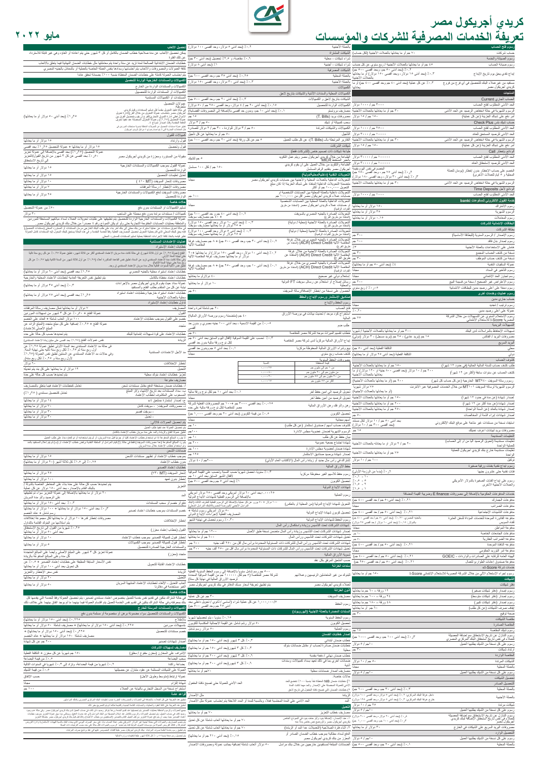# كريدي أجريكول مصر

## تعريفة الخدمات المصرفية للشركات والمؤسسات

مايو ٢٠٢٢

### رسوم فتح الحساب

| | |
|---|---|
| حساب شركات | ٧٠ جم أو ما يعادلها بالعملات الأجنبية (لكل حساب) |
| رسوم الصيانة والخدمة | |
| رسوم صيانة الحساب | ٤٥ جم أو ما يعادلها بالعملات الأجنبية (ربع سنوي عن كل حساب) |
| إيداع نقدي يحول بتاريخ الإيداع | ٠.٣٪ (بحد أدنى ٥٠ جم، وبحد أقصى ٥٠٠ جم) |
| سحب نقدي من فرع غير فرع الحساب | ٠.٣٪ عن كل عملية (بحد أدنى ٤٠ جم أو ما يعادلها) |

### المنتجات

| | |
|---|---|
| الحساب الجاري Current | |
| الحد الأدنى المطلوب لفتح الحساب | ٣٠٠٠ جم / ١٠٠٠ دولار |
| الرسوم الشهرية في حالة انخفاض الرصيد عن الحد الأدنى | ٣٠ جم أو ما يعادلها بالعملات الأجنبية |
| أمر دفع (عن كل عملية) | ١٥٠ جم أو ١٥ دولار |
| حساب شيك بلس Check Plus | |
| الحد الأدنى المطلوب لفتح الحساب | ٢٥٠٠ جم / ١٠٠٠ دولار |
| الحد الأدنى لرصيد المستحق العائد | ١٠٠٠٠ جم / ٣٠٠٠ دولار |
| الرسوم الشهرية في حالة انخفاض الرصيد عن الحد الأدنى | ٣٠ جم أو ما يعادلها بالعملات الأجنبية |
| الودائع بالإخطار Call | |
| الحد الأدنى المطلوب لفتح الحساب | ١٠٠٠٠٠ جم / ٣٠٠٠٠ دولار |
| الودائع لأجل Time Deposits | |
| الحد الأدنى المطلوب لفتح الحساب | ١٠٠٠٠٠ جم / ١٠٠٠٠ دولار |

### خدمة القنوات الإلكترونية للمدفوعات banki

| | |
|---|---|
| رسوم الاشتراك | ١٥٠ دولار أو ما يعادلها |
| الرسوم الشهرية | ٣٥ دولار أو ما يعادلها |
| رسوم المعاملات | ٠.١٥ دولار أو ما يعادلها |

### البطاقات الائتمانية للشركات

| | |
|---|---|
| بطاقة الشركات | |
| رسوم الإصدار / الرسوم السنوية (للبطاقة الأساسية) | ٣٠٠ جم |
| رسوم إصدار بدل فاقد | ٣٠ جم |
| هامش على الاستخدامات بالعملة الأجنبية | ٣٪ |
| نسخة من كشف الحساب المجمع | ٣٠ جم |
| عمولة السلفيات النقدية | ٤٪ (بحد أدنى ٥٠ جم أو ما يعادلها) |
| رسوم التأخير في السداد | ٣٠ جم |

### رسوم عمليات وخدمات أخرى

| | |
|---|---|
| عمولة على أعلى رصيد مدين | ٠.٣٪ |
| التحويلات البريدية | |
| سويفت | ٢٠ جم / ٥ دولار |
| التلكس | |
| كشوف الحساب | |
| طلب كشف الحساب بالعملات الأجنبية | ١٥٠ جم أو ما يعادلها بالعملات الأجنبية |
| إصدار شهادة (عن مدة لا تزيد عن ١٢ شهر) | ١٥٠ جم أو ما يعادلها بالعملات الأجنبية |
| إصدار شهادة (عن مدة أكثر من ١٢ شهر) | ٢٠٠ جم أو ما يعادلها بالعملات الأجنبية |
| إصدار شهادة بالعائد (عن السنة الواحدة) | ٢٥٠ جم أو ما يعادلها بالعملات الأجنبية |

### الشيكات

| | |
|---|---|
| دفتر شيكات | |
| رسوم إصدار (دفتر شيكات صغير) | ١٢ ورقة - ٤٠ جم |
| رسوم إصدار (دفتر شيكات متوسط) | ٢٥ ورقة - ٧٠ جم |
| رسوم إصدار (دفتر شيكات كبير) | ٥٠ ورقة - ١٣٠ جم |
| إيقاف صرف الشيكات | ٣٠ جم |
| مقاصة الشيكات | |
| الشيكات الصادرة | |
| الشيكات المرتدة | ١٥٠ جم |
| تحصيل الشيكات | |
| الشيكات الواردة | |

### الشيكات المشتراة

| | |
|---|---|
| شراء شيكات - محلية | ٠.٢٪ مقاصة، ٠.٣٪ تحصيل (بحد أدنى ٣٠ جم) |
| شراء شيكات - أجنبية | ١٪ (بحد أدنى ٥ دولار) |

### الكمبيالات

| | |
|---|---|
| الكمبيالات المحلية | ٠.٢٥٪ (بحد أدنى ٣٥ جم، وبحد أقصى ٢٠٠ جم) |
| الكمبيالات الأجنبية | ٠.٢٪ (بحد أدنى ٣٠ دولار، وبحد أقصى ١٥٠ دولار) |

### التحويلات

| | |
|---|---|
| التحويلات الداخلية بين الحسابات | مجاناً |
| التحويلات الصادرة بالعملة المحلية (RTGS/ACH) | |
| التحويلات الصادرة بالعملة الأجنبية | ٠.٢٪ (بحد أدنى ١٠ دولار وبحد أقصى ١٥٠ دولار) + مصاريف سويفت |
| التحويلات الواردة | مجاناً |

### صناديق الاستثمار ورسوم الإيداع والحفظ

| | |
|---|---|
| رسوم الحفظ والإيداع | |
| فتح الحساب | ٢٠ جم لمرة واحدة |
| طلب ضم | |
| رسوم حفظ الأوراق المالية المحفوظة مركزياً | |

### خطابات الضمان

| | |
|---|---|
| إصدار خطابات الضمان | |
| خطاب ضمان ابتدائي | ٠.٣٪ كل ٣ شهور (بحد أدنى ١٥٠ جم أو ما يعادلها) |
| خطاب ضمان نهائي | ٠.٣٪ كل ٣ شهور (بحد أدنى ١٥٠ جم أو ما يعادلها) |
| خطاب ضمان دفعة مقدمة | ٠.٣٪ كل ٣ شهور (بحد أدنى ١٥٠ جم أو ما يعادلها) |
| تعديل خطاب الضمان | ١٥٠ جم أو ما يعادلها |
| إلغاء خطاب الضمان | مجاناً |

### الاعتمادات المستندية

| | |
|---|---|
| اعتمادات الاستيراد | |
| فتح الاعتماد | ٠.٣٪ كل ٣ شهور (بحد أدنى ١٥٠ جم أو ما يعادلها) |
| تعديل الاعتماد | ١٥٠ جم أو ما يعادلها |
| عمولة الدفع | ٠.٢٥٪ |
| اعتمادات التصدير | |
| تبليغ الاعتماد | ١٥٠ جم أو ما يعادلها |
| تعزيز الاعتماد | حسب درجة المخاطر |

### مستندات التحصيل

| | |
|---|---|
| المستندات الواردة للتحصيل | ٠.٢٪ (بحد أدنى ٥٠ دولار أو ما يعادلها) |
| المستندات الصادرة للتحصيل | ٠.٢٥٪ (بحد أدنى ٥٠ دولار أو ما يعادلها) |
| قبول وإرسال | ١٥ دولار أو ما يعادلها |

### خطابات التعهد / التأمين

| | |
|---|---|
| تسليم الكمبيالات أو المستندات بدون دفع | ٣٠٠ دولار |

### عمولات المعاملات بالعملة الأجنبية

| | |
|---|---|
| الاستبدال | |
| عمولة بيع/شراء العملة | حسب أسعار السوق |

### أحكام عامة

- جميع الرسوم والعمولات المذكورة خاضعة للتعديل وفقاً لقرارات البنك وتعليمات البنك المركزي المصري.
- تضاف مصاريف البريد والسويفت والبنوك المراسلة إلى الرسوم المذكورة.